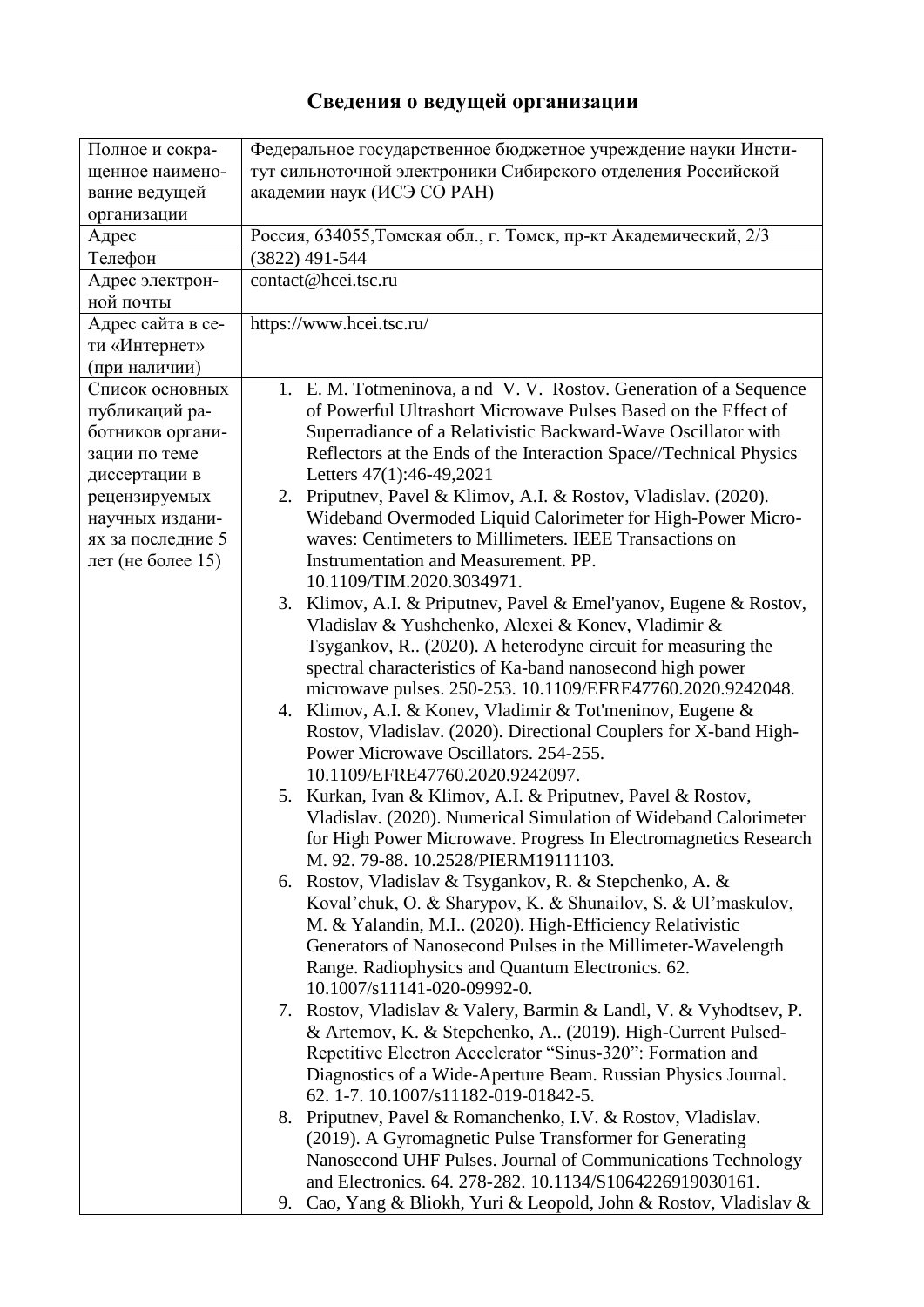## Сведения о ведущей организации

| | |
|---|---|
| Полное и сокращенное наименование ведущей организации | Федеральное государственное бюджетное учреждение науки Институт сильноточной электроники Сибирского отделения Российской академии наук (ИСЭ СО РАН) |
| Адрес | Россия, 634055,Томская обл., г. Томск, пр-кт Академический, 2/3 |
| Телефон | (3822) 491-544 |
| Адрес электронной почты | contact@hcei.tsc.ru |
| Адрес сайта в сети «Интернет» (при наличии) | https://www.hcei.tsc.ru/ |
| Список основных публикаций работников организации по теме диссертации в рецензируемых научных изданиях за последние 5 лет (не более 15) | 1. E. M. Totmeninova, a nd V. V. Rostov. Generation of a Sequence of Powerful Ultrashort Microwave Pulses Based on the Effect of Superradiance of a Relativistic Backward-Wave Oscillator with Reflectors at the Ends of the Interaction Space//Technical Physics Letters 47(1):46-49,2021<br>2. Priputnev, Pavel & Klimov, A.I. & Rostov, Vladislav. (2020). Wideband Overmoded Liquid Calorimeter for High-Power Microwaves: Centimeters to Millimeters. IEEE Transactions on Instrumentation and Measurement. PP. 10.1109/TIM.2020.3034971.<br>3. Klimov, A.I. & Priputnev, Pavel & Emel'yanov, Eugene & Rostov, Vladislav & Yushchenko, Alexei & Konev, Vladimir & Tsygankov, R.. (2020). A heterodyne circuit for measuring the spectral characteristics of Ka-band nanosecond high power microwave pulses. 250-253. 10.1109/EFRE47760.2020.9242048.<br>4. Klimov, A.I. & Konev, Vladimir & Tot'meninov, Eugene & Rostov, Vladislav. (2020). Directional Couplers for X-band High-Power Microwave Oscillators. 254-255. 10.1109/EFRE47760.2020.9242097.<br>5. Kurkan, Ivan & Klimov, A.I. & Priputnev, Pavel & Rostov, Vladislav. (2020). Numerical Simulation of Wideband Calorimeter for High Power Microwave. Progress In Electromagnetics Research M. 92. 79-88. 10.2528/PIERM19111103.<br>6. Rostov, Vladislav & Tsygankov, R. & Stepchenko, A. & Koval'chuk, O. & Sharypov, K. & Shunailov, S. & Ul'maskulov, M. & Yalandin, M.I.. (2020). High-Efficiency Relativistic Generators of Nanosecond Pulses in the Millimeter-Wavelength Range. Radiophysics and Quantum Electronics. 62. 10.1007/s11141-020-09992-0.<br>7. Rostov, Vladislav & Valery, Barmin & Landl, V. & Vyhodtsev, P. & Artemov, K. & Stepchenko, A.. (2019). High-Current Pulsed-Repetitive Electron Accelerator "Sinus-320": Formation and Diagnostics of a Wide-Aperture Beam. Russian Physics Journal. 62. 1-7. 10.1007/s11182-019-01842-5.<br>8. Priputnev, Pavel & Romanchenko, I.V. & Rostov, Vladislav. (2019). A Gyromagnetic Pulse Transformer for Generating Nanosecond UHF Pulses. Journal of Communications Technology and Electronics. 64. 278-282. 10.1134/S1064226919030161.<br>9. Cao, Yang & Bliokh, Yuri & Leopold, John & Rostov, Vladislav & |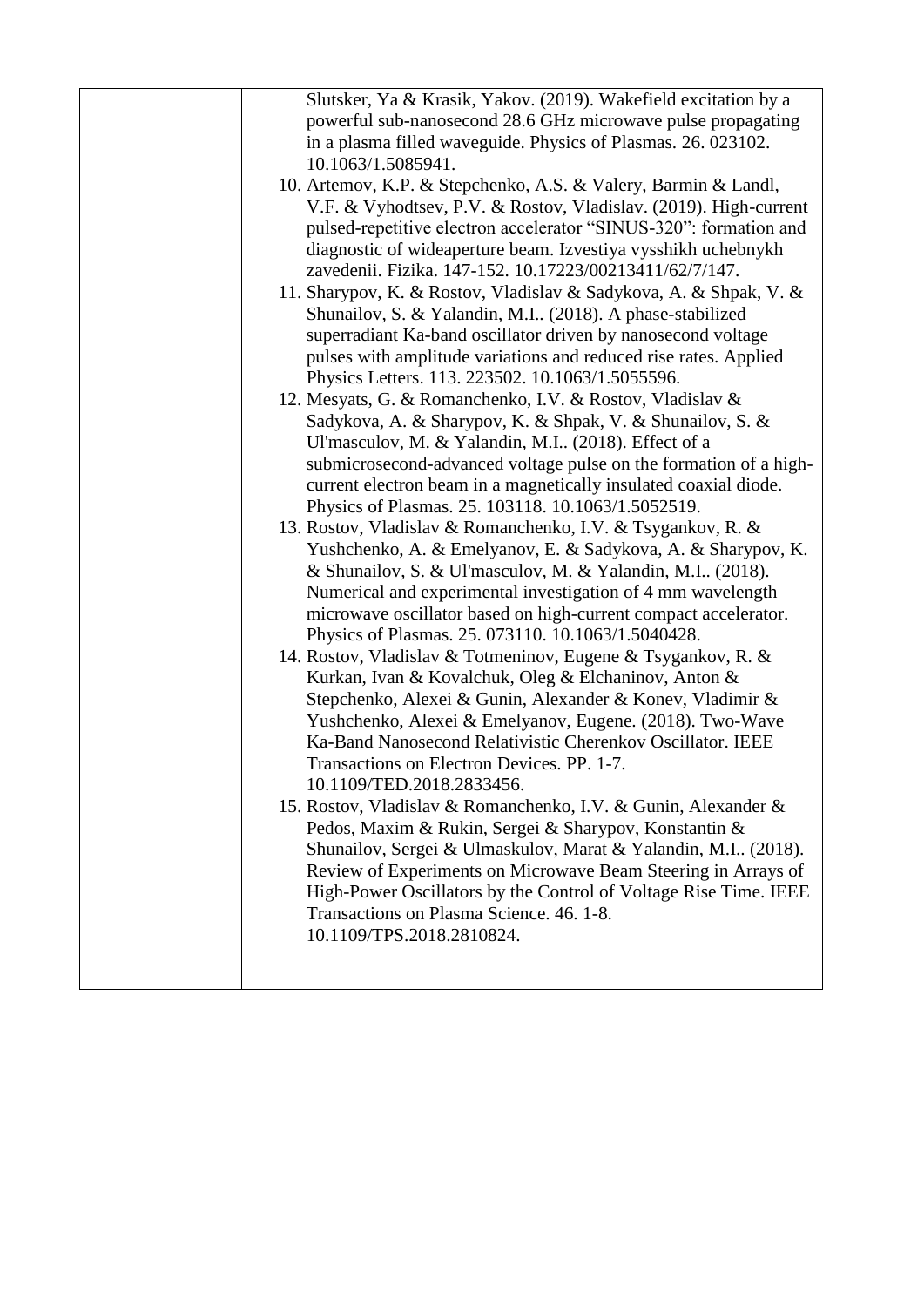| | |
|---|---|
| | Slutsker, Ya & Krasik, Yakov. (2019). Wakefield excitation by a powerful sub-nanosecond 28.6 GHz microwave pulse propagating in a plasma filled waveguide. Physics of Plasmas. 26. 023102. 10.1063/1.5085941.<br>10. Artemov, K.P. & Stepchenko, A.S. & Valery, Barmin & Landl, V.F. & Vyhodtsev, P.V. & Rostov, Vladislav. (2019). High-current pulsed-repetitive electron accelerator "SINUS-320": formation and diagnostic of wideaperture beam. Izvestiya vysshikh uchebnykh zavedenii. Fizika. 147-152. 10.17223/00213411/62/7/147.<br>11. Sharypov, K. & Rostov, Vladislav & Sadykova, A. & Shpak, V. & Shunailov, S. & Yalandin, M.I.. (2018). A phase-stabilized superradiant Ka-band oscillator driven by nanosecond voltage pulses with amplitude variations and reduced rise rates. Applied Physics Letters. 113. 223502. 10.1063/1.5055596.<br>12. Mesyats, G. & Romanchenko, I.V. & Rostov, Vladislav & Sadykova, A. & Sharypov, K. & Shpak, V. & Shunailov, S. & Ul'masculov, M. & Yalandin, M.I.. (2018). Effect of a submicrosecond-advanced voltage pulse on the formation of a high-current electron beam in a magnetically insulated coaxial diode. Physics of Plasmas. 25. 103118. 10.1063/1.5052519.<br>13. Rostov, Vladislav & Romanchenko, I.V. & Tsygankov, R. & Yushchenko, A. & Emelyanov, E. & Sadykova, A. & Sharypov, K. & Shunailov, S. & Ul'masculov, M. & Yalandin, M.I.. (2018). Numerical and experimental investigation of 4 mm wavelength microwave oscillator based on high-current compact accelerator. Physics of Plasmas. 25. 073110. 10.1063/1.5040428.<br>14. Rostov, Vladislav & Totmeninov, Eugene & Tsygankov, R. & Kurkan, Ivan & Kovalchuk, Oleg & Elchaninov, Anton & Stepchenko, Alexei & Gunin, Alexander & Konev, Vladimir & Yushchenko, Alexei & Emelyanov, Eugene. (2018). Two-Wave Ka-Band Nanosecond Relativistic Cherenkov Oscillator. IEEE Transactions on Electron Devices. PP. 1-7. 10.1109/TED.2018.2833456.<br>15. Rostov, Vladislav & Romanchenko, I.V. & Gunin, Alexander & Pedos, Maxim & Rukin, Sergei & Sharypov, Konstantin & Shunailov, Sergei & Ulmaskulov, Marat & Yalandin, M.I.. (2018). Review of Experiments on Microwave Beam Steering in Arrays of High-Power Oscillators by the Control of Voltage Rise Time. IEEE Transactions on Plasma Science. 46. 1-8. 10.1109/TPS.2018.2810824. |